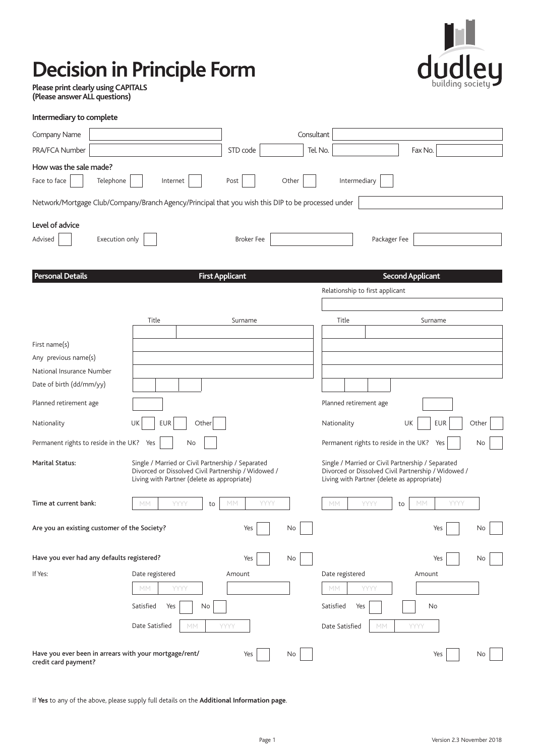# Decision in Principle Form

**Please print clearly using CAPITALS**
**(Please answer ALL questions)**

dudley building society

## Intermediary to complete

Company Name ______ Consultant ______

PRA/FCA Number ______ STD code ______ Tel. No. ______ Fax No. ______

### How was the sale made?

Face to face ☐ Telephone ☐ Internet ☐ Post ☐ Other ☐ Intermediary ☐

Network/Mortgage Club/Company/Branch Agency/Principal that you wish this DIP to be processed under ______

### Level of advice

Advised ☐ Execution only ☐ Broker Fee ______ Packager Fee ______

| Personal Details | First Applicant | Second Applicant |
|---|---|---|
| | | Relationship to first applicant ______ |
| | Title ______ Surname ______ | Title ______ Surname ______ |
| First name(s) | | |
| Any previous name(s) | | |
| National Insurance Number | | |
| Date of birth (dd/mm/yy) | | |
| Planned retirement age | | Planned retirement age ______ |
| Nationality | UK ☐ EUR ☐ Other ☐ | UK ☐ EUR ☐ Other ☐ |
| Permanent rights to reside in the UK? | Yes ☐ No ☐ | Yes ☐ No ☐ |
| **Marital Status:** | Single / Married or Civil Partnership / Separated Divorced or Dissolved Civil Partnership / Widowed / Living with Partner (delete as appropriate) | Single / Married or Civil Partnership / Separated Divorced or Dissolved Civil Partnership / Widowed / Living with Partner (delete as appropriate) |
| **Time at current bank:** | MM YYYY to MM YYYY | MM YYYY to MM YYYY |
| **Are you an existing customer of the Society?** | Yes ☐ No ☐ | Yes ☐ No ☐ |
| **Have you ever had any defaults registered?** | Yes ☐ No ☐ | Yes ☐ No ☐ |
| If Yes: | Date registered MM YYYY Amount ______ | Date registered MM YYYY Amount ______ |
| | Satisfied Yes ☐ No ☐ | Satisfied Yes ☐ ☐ No |
| | Date Satisfied MM YYYY | Date Satisfied MM YYYY |
| **Have you ever been in arrears with your mortgage/rent/ credit card payment?** | Yes ☐ No ☐ | Yes ☐ No ☐ |

If **Yes** to any of the above, please supply full details on the **Additional Information page**.

Version 2.3 November 2018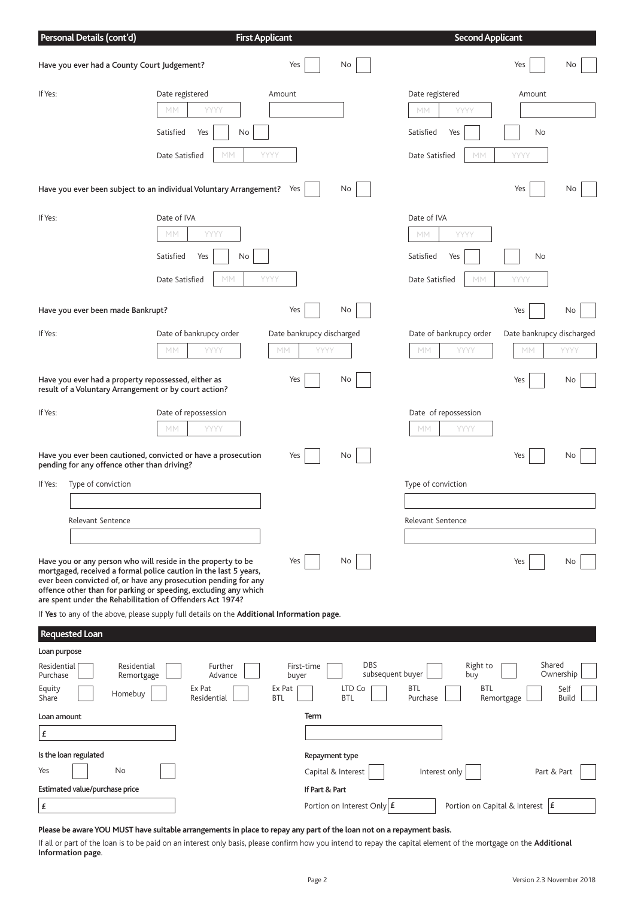## Personal Details (cont'd)

| | First Applicant | Second Applicant |
|---|---|---|
| Have you ever had a County Court Judgement? | Yes ☐ No ☐ | Yes ☐ No ☐ |
| If Yes: | Date registered MM YYYY / Amount | Date registered MM YYYY / Amount |
| | Satisfied Yes ☐ No ☐ | Satisfied Yes ☐ No ☐ |
| | Date Satisfied MM YYYY | Date Satisfied MM YYYY |
| Have you ever been subject to an individual Voluntary Arrangement? | Yes ☐ No ☐ | Yes ☐ No ☐ |
| If Yes: | Date of IVA MM YYYY | Date of IVA MM YYYY |
| | Satisfied Yes ☐ No ☐ | Satisfied Yes ☐ No ☐ |
| | Date Satisfied MM YYYY | Date Satisfied MM YYYY |
| Have you ever been made Bankrupt? | Yes ☐ No ☐ | Yes ☐ No ☐ |
| If Yes: | Date of bankruptcy order MM YYYY / Date bankruptcy discharged MM YYYY | Date of bankruptcy order MM YYYY / Date bankruptcy discharged MM YYYY |
| Have you ever had a property repossessed, either as result of a Voluntary Arrangement or by court action? | Yes ☐ No ☐ | Yes ☐ No ☐ |
| If Yes: | Date of repossession MM YYYY | Date of repossession MM YYYY |
| Have you ever been cautioned, convicted or have a prosecution pending for any offence other than driving? | Yes ☐ No ☐ | Yes ☐ No ☐ |
| If Yes: | Type of conviction | Type of conviction |
| | Relevant Sentence | Relevant Sentence |
| Have you or any person who will reside in the property to be mortgaged, received a formal police caution in the last 5 years, ever been convicted of, or have any prosecution pending for any offence other than for parking or speeding, excluding any which are spent under the Rehabilitation of Offenders Act 1974? | Yes ☐ No ☐ | Yes ☐ No ☐ |

If **Yes** to any of the above, please supply full details on the **Additional Information page**.

## Requested Loan

**Loan purpose**

☐ Residential Purchase ☐ Residential Remortgage ☐ Further Advance ☐ First-time buyer ☐ DBS subsequent buyer ☐ Right to buy ☐ Shared Ownership

☐ Equity Share ☐ Homebuy ☐ Ex Pat Residential ☐ Ex Pat BTL ☐ LTD Co BTL ☐ BTL Purchase ☐ BTL Remortgage ☐ Self Build

**Loan amount**

£

**Term**

**Is the loan regulated**

Yes ☐ No ☐

**Repayment type**

Capital & Interest ☐ Interest only ☐ Part & Part ☐

**Estimated value/purchase price**

£

**If Part & Part**

Portion on Interest Only £ Portion on Capital & Interest £

**Please be aware YOU MUST have suitable arrangements in place to repay any part of the loan not on a repayment basis.**

If all or part of the loan is to be paid on an interest only basis, please confirm how you intend to repay the capital element of the mortgage on the **Additional Information page**.

Version 2.3 November 2018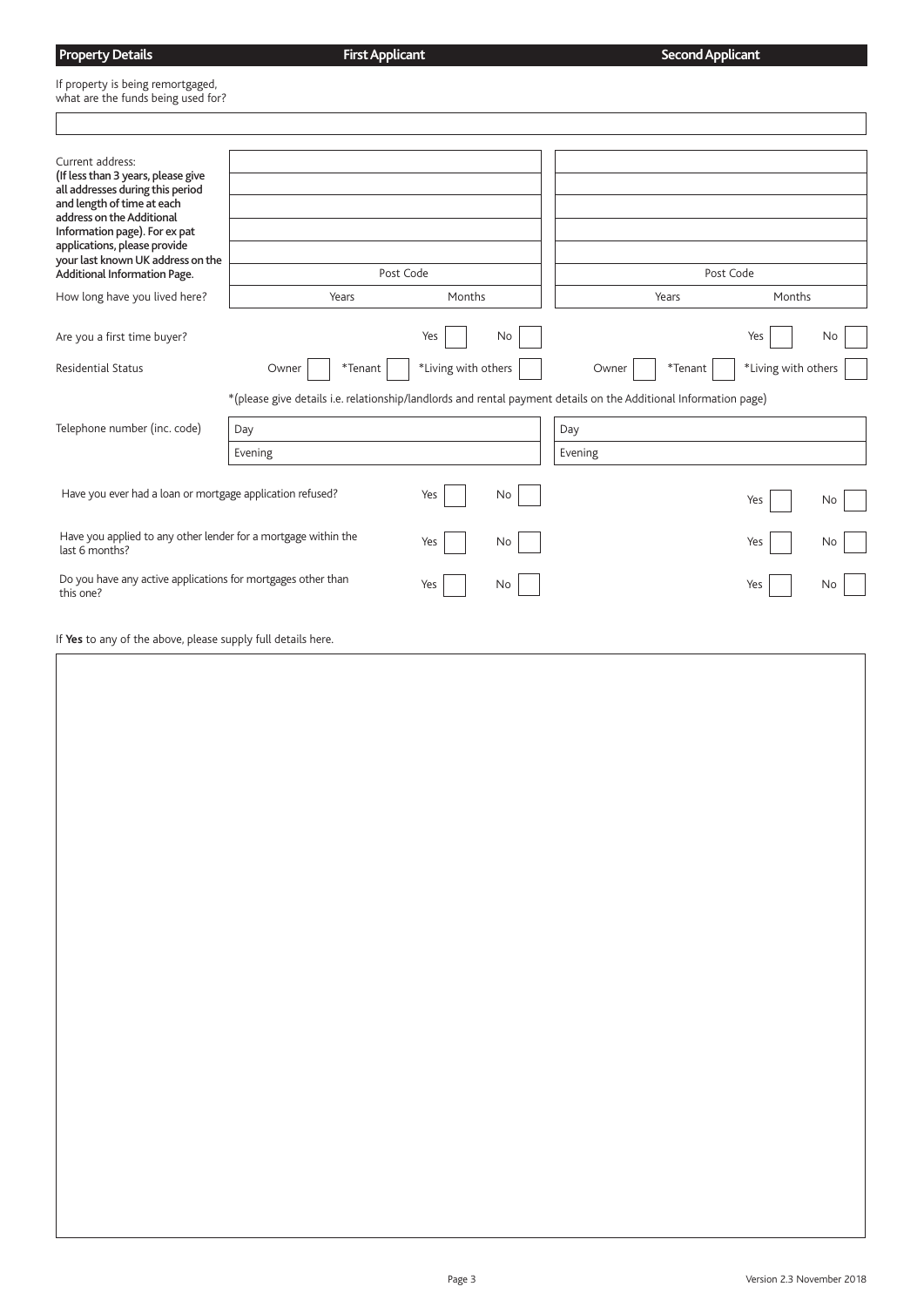| Property Details | First Applicant | Second Applicant |
|---|---|---|
| If property is being remortgaged, what are the funds being used for? | | |
| | | |
| Current address: **(If less than 3 years, please give all addresses during this period and length of time at each address on the Additional Information page). For ex pat applications, please provide your last known UK address on the Additional Information Page.** | | |
| | Post Code | Post Code |
| How long have you lived here? | Years Months | Years Months |
| Are you a first time buyer? | Yes ☐ No ☐ | Yes ☐ No ☐ |
| Residential Status | Owner ☐ *Tenant ☐ *Living with others ☐ | Owner ☐ *Tenant ☐ *Living with others ☐ |

*(please give details i.e. relationship/landlords and rental payment details on the Additional Information page)

| | First Applicant | Second Applicant |
|---|---|---|
| Telephone number (inc. code) | Day | Day |
| | Evening | Evening |

| | First Applicant | Second Applicant |
|---|---|---|
| Have you ever had a loan or mortgage application refused? | Yes ☐ No ☐ | Yes ☐ No ☐ |
| Have you applied to any other lender for a mortgage within the last 6 months? | Yes ☐ No ☐ | Yes ☐ No ☐ |
| Do you have any active applications for mortgages other than this one? | Yes ☐ No ☐ | Yes ☐ No ☐ |

If **Yes** to any of the above, please supply full details here.

Version 2.3 November 2018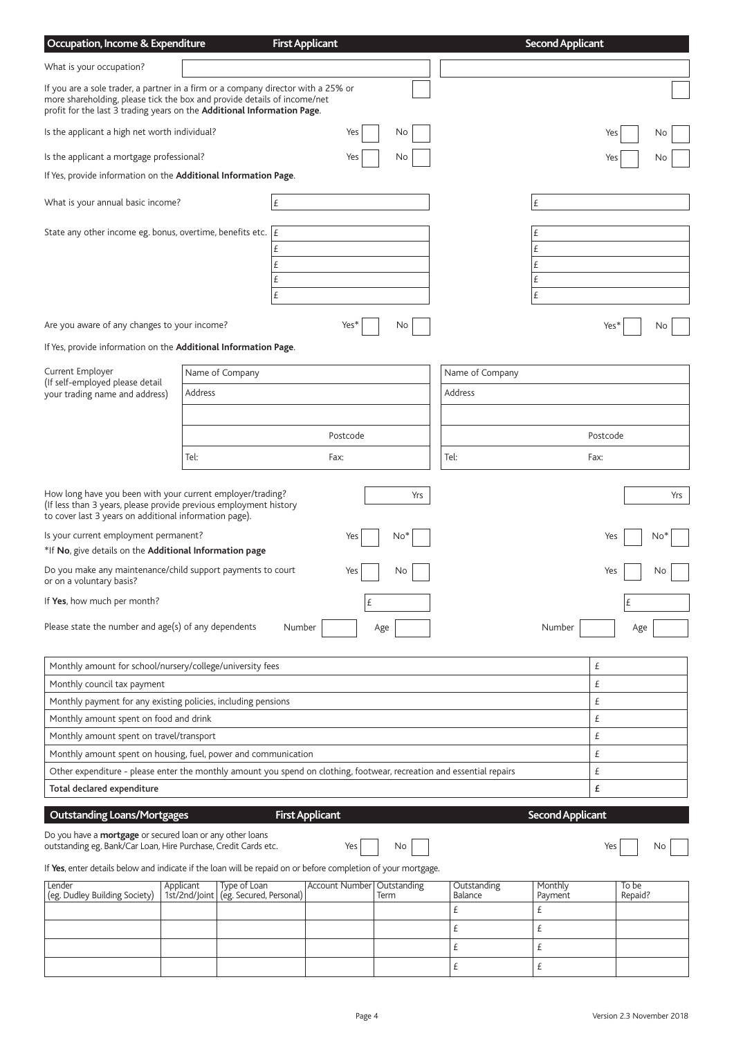## Occupation, Income & Expenditure

| | First Applicant | Second Applicant |
|---|---|---|
| What is your occupation? | | |
| If you are a sole trader, a partner in a firm or a company director with a 25% or more shareholding, please tick the box and provide details of income/net profit for the last 3 trading years on the **Additional Information Page**. | ☐ | ☐ |
| Is the applicant a high net worth individual? | Yes ☐ No ☐ | Yes ☐ No ☐ |
| Is the applicant a mortgage professional? | Yes ☐ No ☐ | Yes ☐ No ☐ |

If Yes, provide information on the **Additional Information Page**.

| | First Applicant | Second Applicant |
|---|---|---|
| What is your annual basic income? | £ | £ |
| State any other income eg. bonus, overtime, benefits etc. | £ | £ |
| | £ | £ |
| | £ | £ |
| | £ | £ |
| | £ | £ |
| Are you aware of any changes to your income? | Yes* ☐ No ☐ | Yes* ☐ No ☐ |

If Yes, provide information on the **Additional Information Page**.

| | First Applicant | Second Applicant |
|---|---|---|
| Current Employer (If self-employed please detail your trading name and address) | Name of Company | Name of Company |
| | Address | Address |
| | | |
| | Postcode | Postcode |
| | Tel: Fax: | Tel: Fax: |

| | First Applicant | Second Applicant |
|---|---|---|
| How long have you been with your current employer/trading? (If less than 3 years, please provide previous employment history to cover last 3 years on additional information page). | Yrs | Yrs |
| Is your current employment permanent? *If **No**, give details on the **Additional Information page** | Yes ☐ No* ☐ | Yes ☐ No* ☐ |
| Do you make any maintenance/child support payments to court or on a voluntary basis? | Yes ☐ No ☐ | Yes ☐ No ☐ |
| If **Yes**, how much per month? | £ | £ |
| Please state the number and age(s) of any dependents | Number Age | Number Age |

| Expenditure | |
|---|---|
| Monthly amount for school/nursery/college/university fees | £ |
| Monthly council tax payment | £ |
| Monthly payment for any existing policies, including pensions | £ |
| Monthly amount spent on food and drink | £ |
| Monthly amount spent on travel/transport | £ |
| Monthly amount spent on housing, fuel, power and communication | £ |
| Other expenditure - please enter the monthly amount you spend on clothing, footwear, recreation and essential repairs | £ |
| **Total declared expenditure** | **£** |

## Outstanding Loans/Mortgages

| | First Applicant | Second Applicant |
|---|---|---|
| Do you have a **mortgage** or secured loan or any other loans outstanding eg. Bank/Car Loan, Hire Purchase, Credit Cards etc. | Yes ☐ No ☐ | Yes ☐ No ☐ |

If **Yes**, enter details below and indicate if the loan will be repaid on or before completion of your mortgage.

| Lender (eg. Dudley Building Society) | Applicant 1st/2nd/Joint | Type of Loan (eg. Secured, Personal) | Account Number | Outstanding Term | Outstanding Balance | Monthly Payment | To be Repaid? |
|---|---|---|---|---|---|---|---|
| | | | | | £ | £ | |
| | | | | | £ | £ | |
| | | | | | £ | £ | |
| | | | | | £ | £ | |

Version 2.3 November 2018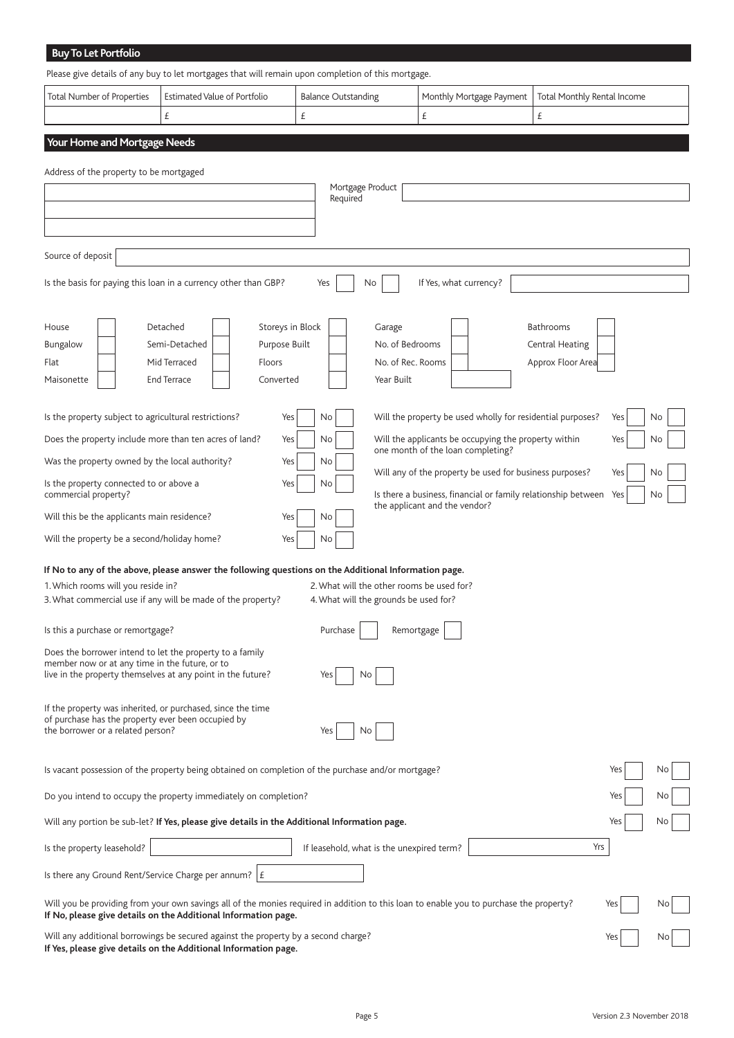## Buy To Let Portfolio

Please give details of any buy to let mortgages that will remain upon completion of this mortgage.

| Total Number of Properties | Estimated Value of Portfolio | Balance Outstanding | Monthly Mortgage Payment | Total Monthly Rental Income |
|---|---|---|---|---|
| | £ | £ | £ | £ |

## Your Home and Mortgage Needs

Address of the property to be mortgaged

Mortgage Product Required

Source of deposit

Is the basis for paying this loan in a currency other than GBP? Yes ☐ No ☐ If Yes, what currency?

| | | | | | | | | | |
|---|---|---|---|---|---|---|---|---|---|
| House | ☐ | Detached | ☐ | Storeys in Block | ☐ | Garage | ☐ | Bathrooms | ☐ |
| Bungalow | ☐ | Semi-Detached | ☐ | Purpose Built | ☐ | No. of Bedrooms | ☐ | Central Heating | ☐ |
| Flat | ☐ | Mid Terraced | ☐ | Floors | ☐ | No. of Rec. Rooms | ☐ | Approx Floor Area | ☐ |
| Maisonette | ☐ | End Terrace | ☐ | Converted | ☐ | Year Built | ☐ | | |

Is the property subject to agricultural restrictions? Yes ☐ No ☐

Does the property include more than ten acres of land? Yes ☐ No ☐

Was the property owned by the local authority? Yes ☐ No ☐

Is the property connected to or above a commercial property? Yes ☐ No ☐

Will this be the applicants main residence? Yes ☐ No ☐

Will the property be a second/holiday home? Yes ☐ No ☐

Will the property be used wholly for residential purposes? Yes ☐ No ☐

Will the applicants be occupying the property within one month of the loan completing? Yes ☐ No ☐

Will any of the property be used for business purposes? Yes ☐ No ☐

Is there a business, financial or family relationship between the applicant and the vendor? Yes ☐ No ☐

**If No to any of the above, please answer the following questions on the Additional Information page.**

1. Which rooms will you reside in?
2. What will the other rooms be used for?
3. What commercial use if any will be made of the property?
4. What will the grounds be used for?

Is this a purchase or remortgage? Purchase ☐ Remortgage ☐

Does the borrower intend to let the property to a family member now or at any time in the future, or to live in the property themselves at any point in the future? Yes ☐ No ☐

If the property was inherited, or purchased, since the time of purchase has the property ever been occupied by the borrower or a related person? Yes ☐ No ☐

Is vacant possession of the property being obtained on completion of the purchase and/or mortgage? Yes ☐ No ☐

Do you intend to occupy the property immediately on completion? Yes ☐ No ☐

Will any portion be sub-let? **If Yes, please give details in the Additional Information page.** Yes ☐ No ☐

Is the property leasehold? ☐ If leasehold, what is the unexpired term? Yrs

Is there any Ground Rent/Service Charge per annum? £

Will you be providing from your own savings all of the monies required in addition to this loan to enable you to purchase the property? Yes ☐ No ☐
**If No, please give details on the Additional Information page.**

Will any additional borrowings be secured against the property by a second charge? Yes ☐ No ☐
**If Yes, please give details on the Additional Information page.**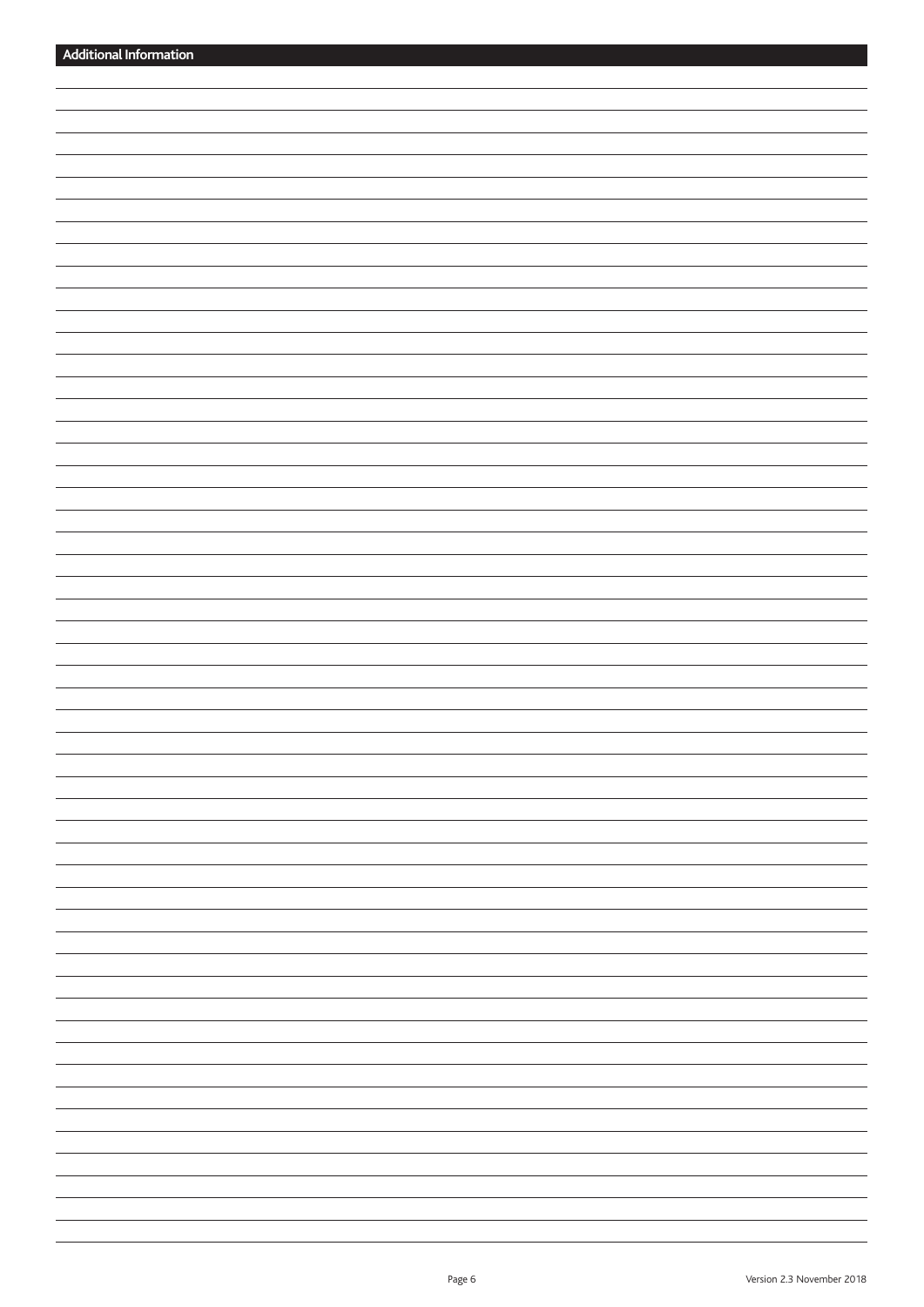## Additional Information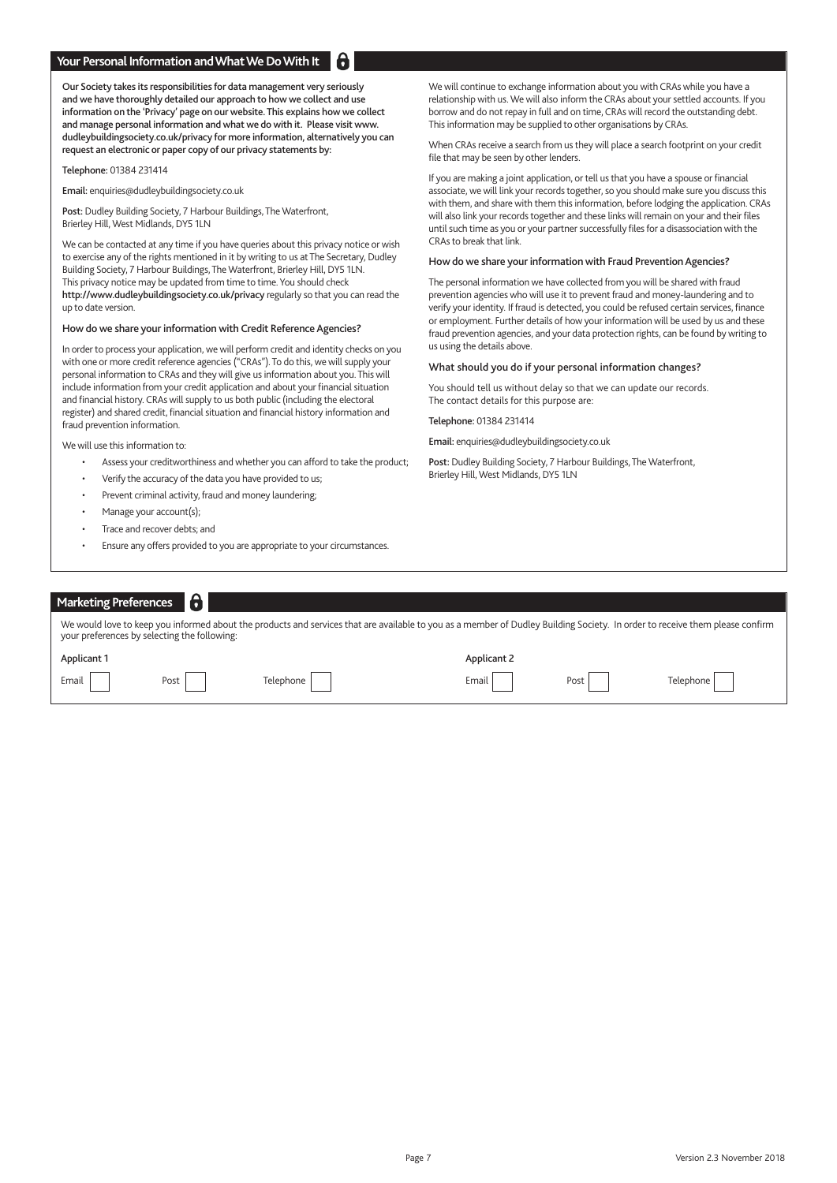## Your Personal Information and What We Do With It

**Our Society takes its responsibilities for data management very seriously and we have thoroughly detailed our approach to how we collect and use information on the 'Privacy' page on our website. This explains how we collect and manage personal information and what we do with it. Please visit www.dudleybuildingsociety.co.uk/privacy for more information, alternatively you can request an electronic or paper copy of our privacy statements by:**

**Telephone:** 01384 231414

**Email:** enquiries@dudleybuildingsociety.co.uk

**Post:** Dudley Building Society, 7 Harbour Buildings, The Waterfront, Brierley Hill, West Midlands, DY5 1LN

We can be contacted at any time if you have queries about this privacy notice or wish to exercise any of the rights mentioned in it by writing to us at The Secretary, Dudley Building Society, 7 Harbour Buildings, The Waterfront, Brierley Hill, DY5 1LN. This privacy notice may be updated from time to time. You should check **http://www.dudleybuildingsociety.co.uk/privacy** regularly so that you can read the up to date version.

### How do we share your information with Credit Reference Agencies?

In order to process your application, we will perform credit and identity checks on you with one or more credit reference agencies ("CRAs"). To do this, we will supply your personal information to CRAs and they will give us information about you. This will include information from your credit application and about your financial situation and financial history. CRAs will supply to us both public (including the electoral register) and shared credit, financial situation and financial history information and fraud prevention information.

We will use this information to:

- Assess your creditworthiness and whether you can afford to take the product;
- Verify the accuracy of the data you have provided to us;
- Prevent criminal activity, fraud and money laundering;
- Manage your account(s);
- Trace and recover debts; and
- Ensure any offers provided to you are appropriate to your circumstances.

We will continue to exchange information about you with CRAs while you have a relationship with us. We will also inform the CRAs about your settled accounts. If you borrow and do not repay in full and on time, CRAs will record the outstanding debt. This information may be supplied to other organisations by CRAs.

When CRAs receive a search from us they will place a search footprint on your credit file that may be seen by other lenders.

If you are making a joint application, or tell us that you have a spouse or financial associate, we will link your records together, so you should make sure you discuss this with them, and share with them this information, before lodging the application. CRAs will also link your records together and these links will remain on your and their files until such time as you or your partner successfully files for a disassociation with the CRAs to break that link.

### How do we share your information with Fraud Prevention Agencies?

The personal information we have collected from you will be shared with fraud prevention agencies who will use it to prevent fraud and money-laundering and to verify your identity. If fraud is detected, you could be refused certain services, finance or employment. Further details of how your information will be used by us and these fraud prevention agencies, and your data protection rights, can be found by writing to us using the details above.

### What should you do if your personal information changes?

You should tell us without delay so that we can update our records. The contact details for this purpose are:

**Telephone:** 01384 231414

**Email:** enquiries@dudleybuildingsociety.co.uk

**Post:** Dudley Building Society, 7 Harbour Buildings, The Waterfront, Brierley Hill, West Midlands, DY5 1LN

## Marketing Preferences

We would love to keep you informed about the products and services that are available to you as a member of Dudley Building Society. In order to receive them please confirm your preferences by selecting the following:

| Applicant 1 | | | Applicant 2 | | |
|---|---|---|---|---|---|
| Email ☐ | Post ☐ | Telephone ☐ | Email ☐ | Post ☐ | Telephone ☐ |

Version 2.3 November 2018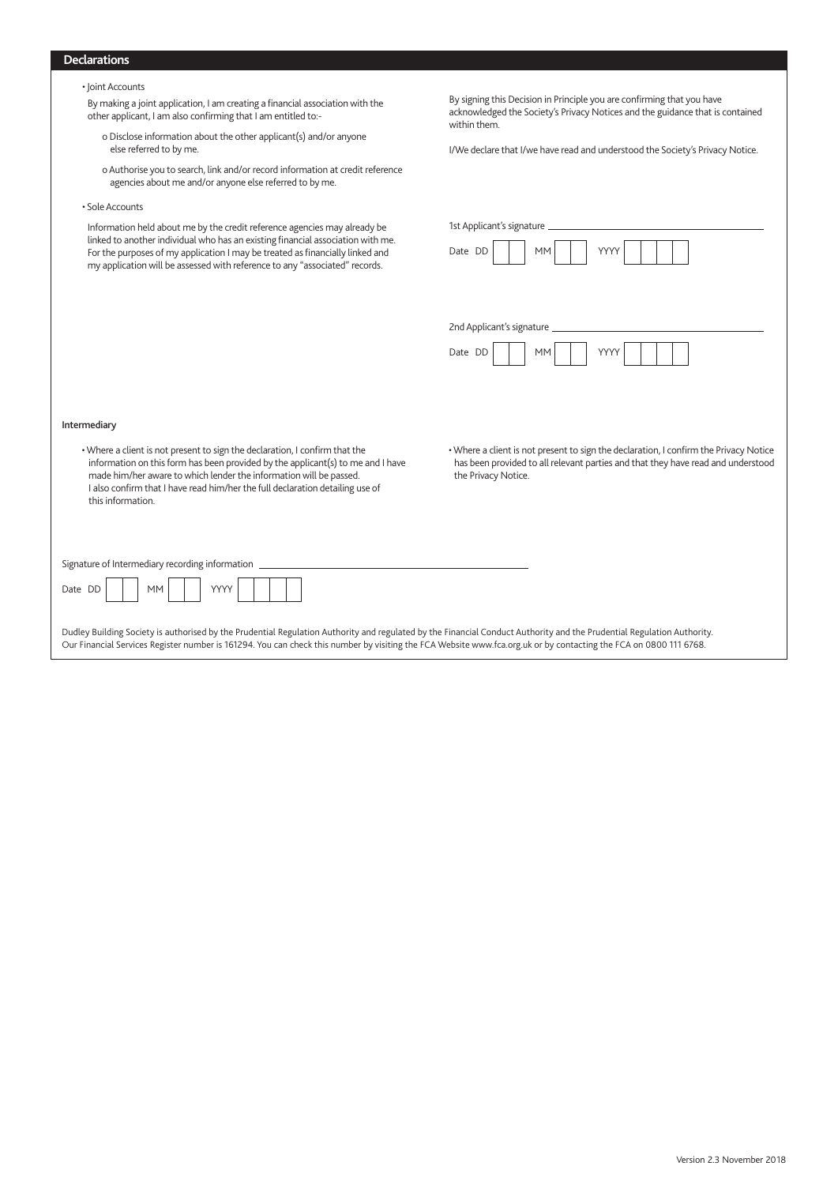## Declarations

- Joint Accounts

  By making a joint application, I am creating a financial association with the other applicant, I am also confirming that I am entitled to:-

  - Disclose information about the other applicant(s) and/or anyone else referred to by me.
  - Authorise you to search, link and/or record information at credit reference agencies about me and/or anyone else referred to by me.

- Sole Accounts

  Information held about me by the credit reference agencies may already be linked to another individual who has an existing financial association with me. For the purposes of my application I may be treated as financially linked and my application will be assessed with reference to any "associated" records.

By signing this Decision in Principle you are confirming that you have acknowledged the Society's Privacy Notices and the guidance that is contained within them.

I/We declare that I/we have read and understood the Society's Privacy Notice.

1st Applicant's signature ______________________

Date DD | | | MM | | | YYYY | | | | |

2nd Applicant's signature ______________________

Date DD | | | MM | | | YYYY | | | | |

### Intermediary

- Where a client is not present to sign the declaration, I confirm that the information on this form has been provided by the applicant(s) to me and I have made him/her aware to which lender the information will be passed. I also confirm that I have read him/her the full declaration detailing use of this information.
- Where a client is not present to sign the declaration, I confirm the Privacy Notice has been provided to all relevant parties and that they have read and understood the Privacy Notice.

Signature of Intermediary recording information ______________________

Date DD | | | MM | | | YYYY | | | | |

Dudley Building Society is authorised by the Prudential Regulation Authority and regulated by the Financial Conduct Authority and the Prudential Regulation Authority. Our Financial Services Register number is 161294. You can check this number by visiting the FCA Website www.fca.org.uk or by contacting the FCA on 0800 111 6768.

Version 2.3 November 2018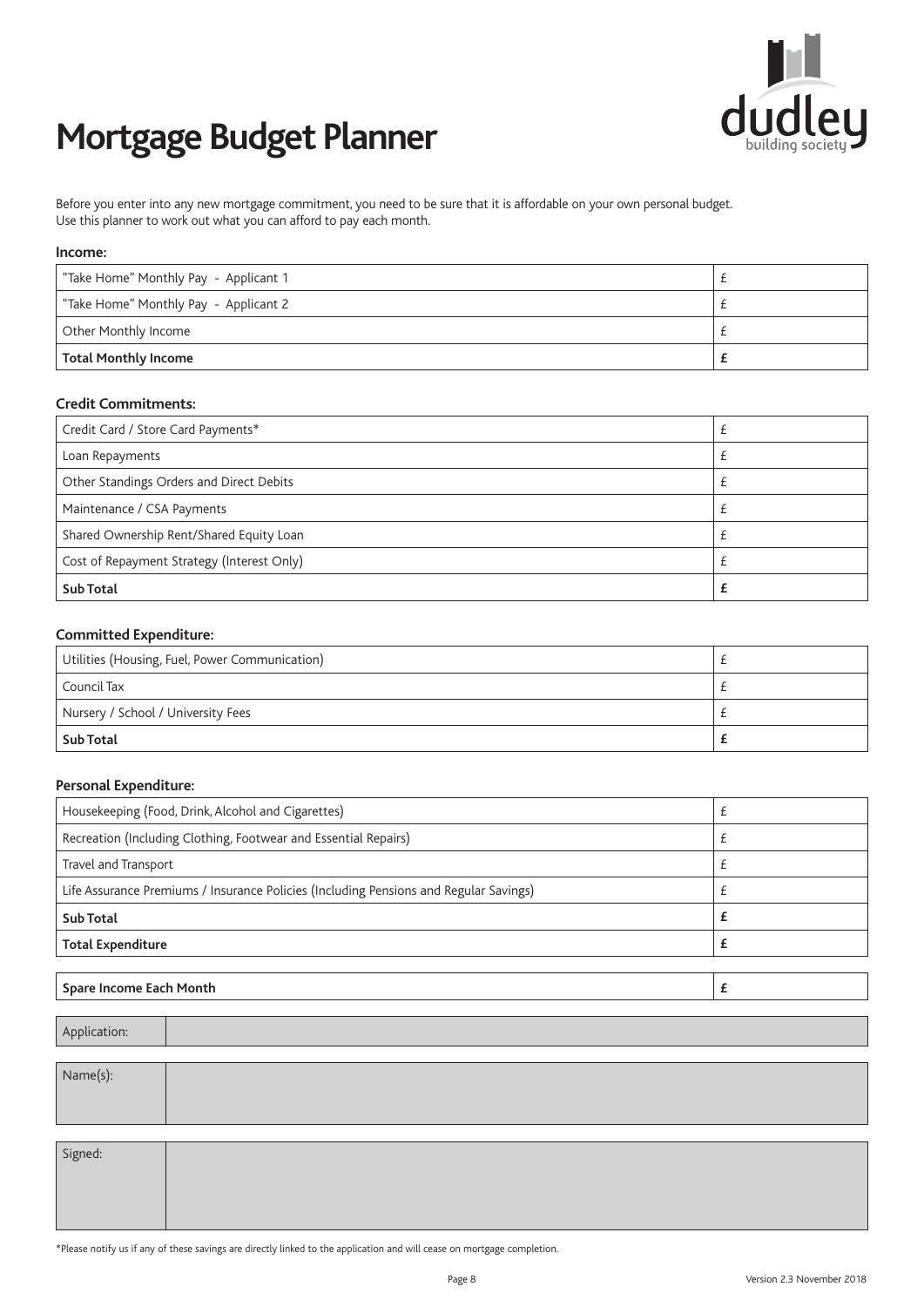# Mortgage Budget Planner

Before you enter into any new mortgage commitment, you need to be sure that it is affordable on your own personal budget.
Use this planner to work out what you can afford to pay each month.

**Income:**

| | |
|---|---|
| "Take Home" Monthly Pay - Applicant 1 | £ |
| "Take Home" Monthly Pay - Applicant 2 | £ |
| Other Monthly Income | £ |
| **Total Monthly Income** | **£** |

**Credit Commitments:**

| | |
|---|---|
| Credit Card / Store Card Payments* | £ |
| Loan Repayments | £ |
| Other Standings Orders and Direct Debits | £ |
| Maintenance / CSA Payments | £ |
| Shared Ownership Rent/Shared Equity Loan | £ |
| Cost of Repayment Strategy (Interest Only) | £ |
| **Sub Total** | **£** |

**Committed Expenditure:**

| | |
|---|---|
| Utilities (Housing, Fuel, Power Communication) | £ |
| Council Tax | £ |
| Nursery / School / University Fees | £ |
| **Sub Total** | **£** |

**Personal Expenditure:**

| | |
|---|---|
| Housekeeping (Food, Drink, Alcohol and Cigarettes) | £ |
| Recreation (Including Clothing, Footwear and Essential Repairs) | £ |
| Travel and Transport | £ |
| Life Assurance Premiums / Insurance Policies (Including Pensions and Regular Savings) | £ |
| **Sub Total** | **£** |
| **Total Expenditure** | **£** |

| | |
|---|---|
| **Spare Income Each Month** | **£** |

| | |
|---|---|
| Application: | |

| | |
|---|---|
| Name(s): | |

| | |
|---|---|
| Signed: | |

*Please notify us if any of these savings are directly linked to the application and will cease on mortgage completion.

Version 2.3 November 2018